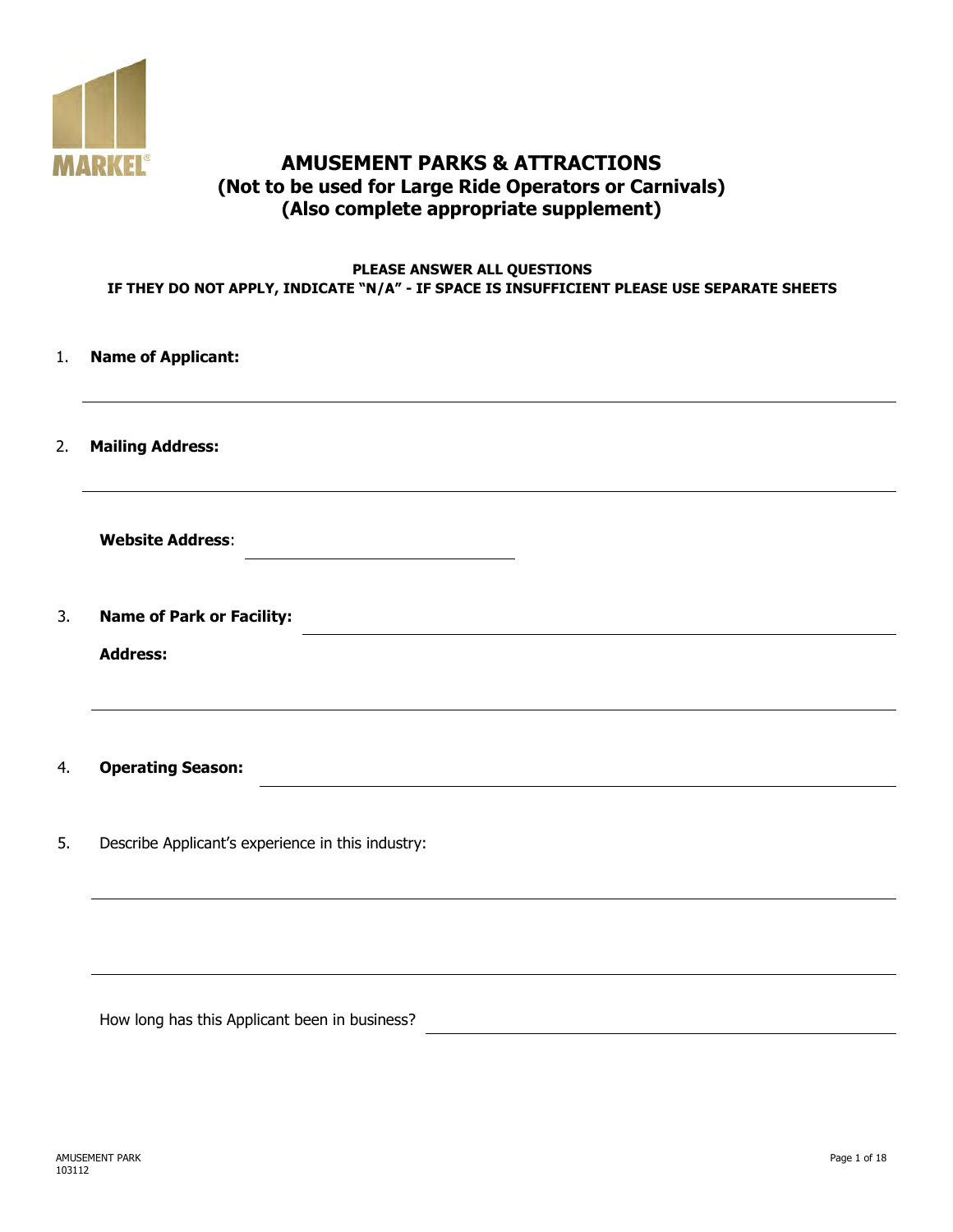MARKEL

# AMUSEMENT PARKS & ATTRACTIONS
## (Not to be used for Large Ride Operators or Carnivals)
## (Also complete appropriate supplement)

**PLEASE ANSWER ALL QUESTIONS**
**IF THEY DO NOT APPLY, INDICATE "N/A" - IF SPACE IS INSUFFICIENT PLEASE USE SEPARATE SHEETS**

1. **Name of Applicant:** ______________________________

2. **Mailing Address:** ______________________________

   **Website Address**: ______________________________

3. **Name of Park or Facility:** ______________________________

   **Address:** ______________________________

4. **Operating Season:** ______________________________

5. Describe Applicant's experience in this industry:

   ______________________________

   ______________________________

   How long has this Applicant been in business? ______________________________

AMUSEMENT PARK
103112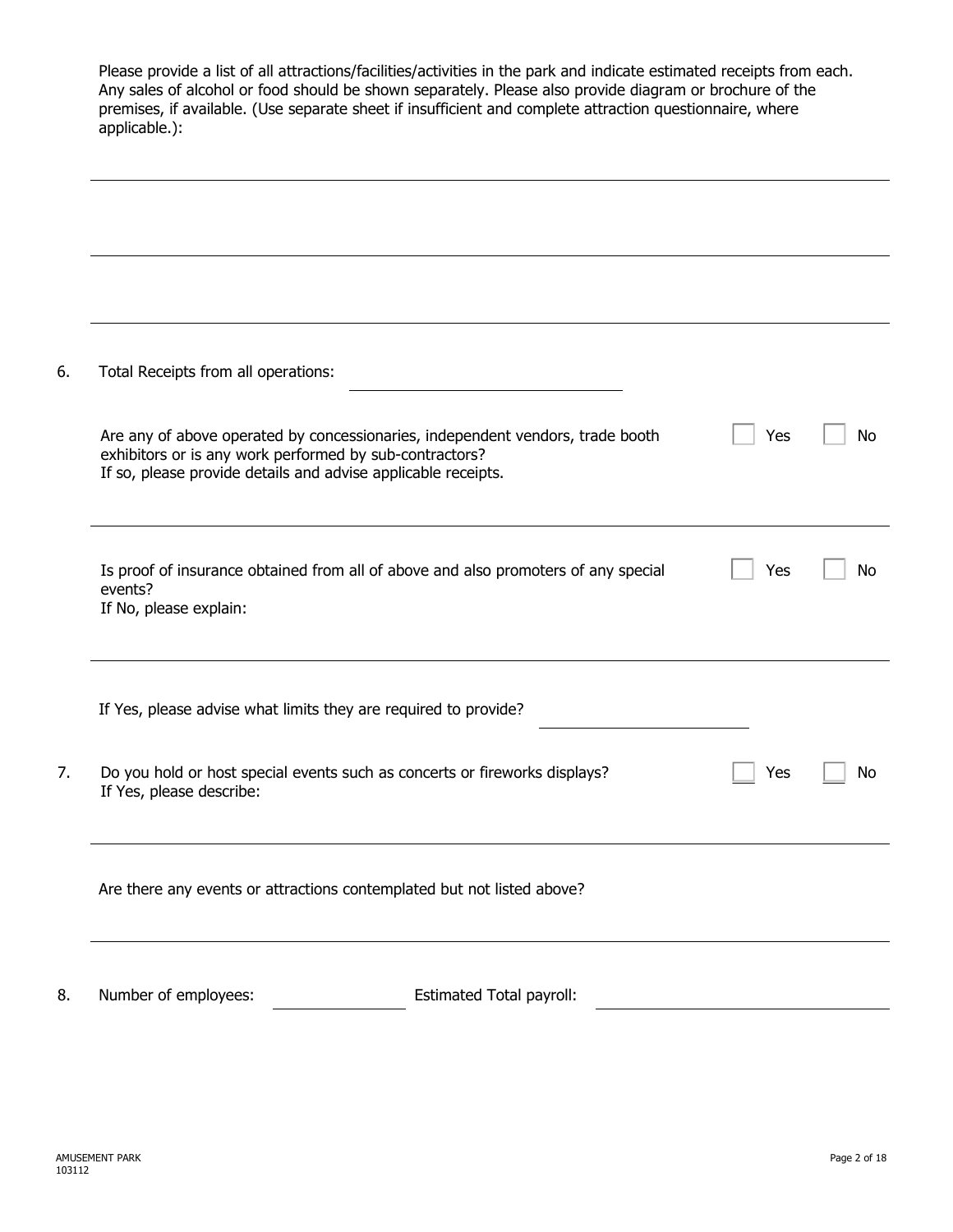Please provide a list of all attractions/facilities/activities in the park and indicate estimated receipts from each. Any sales of alcohol or food should be shown separately. Please also provide diagram or brochure of the premises, if available. (Use separate sheet if insufficient and complete attraction questionnaire, where applicable.):

\_\_\_\_\_\_\_\_\_\_\_\_\_\_\_\_\_\_\_\_\_\_\_\_\_\_\_\_\_\_\_\_\_\_\_\_\_\_\_\_

\_\_\_\_\_\_\_\_\_\_\_\_\_\_\_\_\_\_\_\_\_\_\_\_\_\_\_\_\_\_\_\_\_\_\_\_\_\_\_\_

\_\_\_\_\_\_\_\_\_\_\_\_\_\_\_\_\_\_\_\_\_\_\_\_\_\_\_\_\_\_\_\_\_\_\_\_\_\_\_\_

6. Total Receipts from all operations: \_\_\_\_\_\_\_\_\_\_\_\_\_\_\_\_\_\_\_\_

   Are any of above operated by concessionaries, independent vendors, trade booth exhibitors or is any work performed by sub-contractors? ☐ Yes ☐ No
   If so, please provide details and advise applicable receipts.

   \_\_\_\_\_\_\_\_\_\_\_\_\_\_\_\_\_\_\_\_\_\_\_\_\_\_\_\_\_\_\_\_\_\_\_\_\_\_\_\_

   Is proof of insurance obtained from all of above and also promoters of any special events? ☐ Yes ☐ No
   If No, please explain:

   \_\_\_\_\_\_\_\_\_\_\_\_\_\_\_\_\_\_\_\_\_\_\_\_\_\_\_\_\_\_\_\_\_\_\_\_\_\_\_\_

   If Yes, please advise what limits they are required to provide? \_\_\_\_\_\_\_\_\_\_\_\_\_\_\_\_\_\_\_\_

7. Do you hold or host special events such as concerts or fireworks displays? ☐ Yes ☐ No
   If Yes, please describe:

   \_\_\_\_\_\_\_\_\_\_\_\_\_\_\_\_\_\_\_\_\_\_\_\_\_\_\_\_\_\_\_\_\_\_\_\_\_\_\_\_

   Are there any events or attractions contemplated but not listed above?

   \_\_\_\_\_\_\_\_\_\_\_\_\_\_\_\_\_\_\_\_\_\_\_\_\_\_\_\_\_\_\_\_\_\_\_\_\_\_\_\_

8. Number of employees: \_\_\_\_\_\_\_\_\_\_\_\_ Estimated Total payroll: \_\_\_\_\_\_\_\_\_\_\_\_\_\_\_\_\_\_\_\_

AMUSEMENT PARK
103112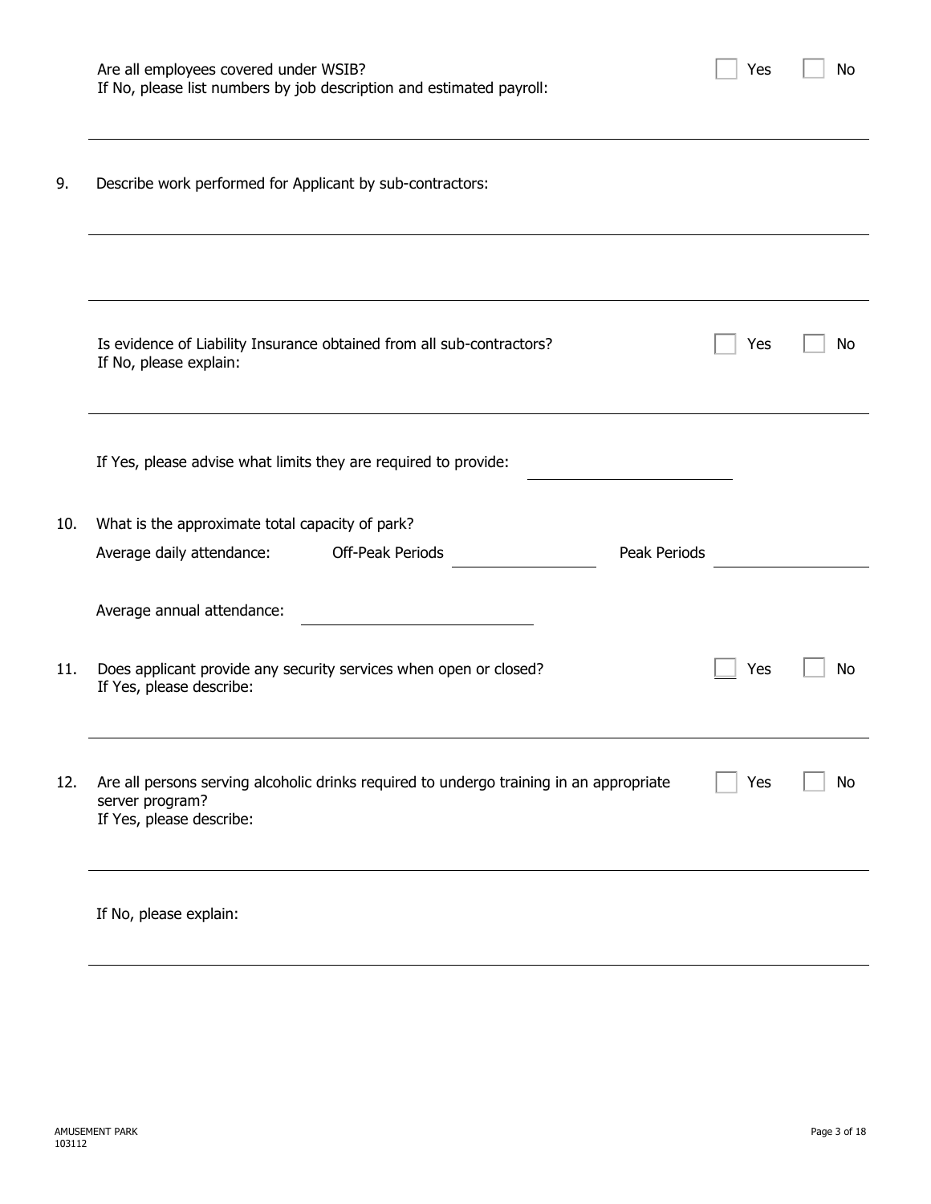Are all employees covered under WSIB? ☐ Yes ☐ No
If No, please list numbers by job description and estimated payroll:

______________________________________________________________________

9. Describe work performed for Applicant by sub-contractors:

______________________________________________________________________

______________________________________________________________________

Is evidence of Liability Insurance obtained from all sub-contractors? ☐ Yes ☐ No
If No, please explain:

______________________________________________________________________

If Yes, please advise what limits they are required to provide: ______________

10. What is the approximate total capacity of park?

Average daily attendance: Off-Peak Periods ______________ Peak Periods ______________

Average annual attendance: ______________

11. Does applicant provide any security services when open or closed? ☐ Yes ☐ No
If Yes, please describe:

______________________________________________________________________

12. Are all persons serving alcoholic drinks required to undergo training in an appropriate server program? ☐ Yes ☐ No
If Yes, please describe:

______________________________________________________________________

If No, please explain:

______________________________________________________________________

AMUSEMENT PARK
103112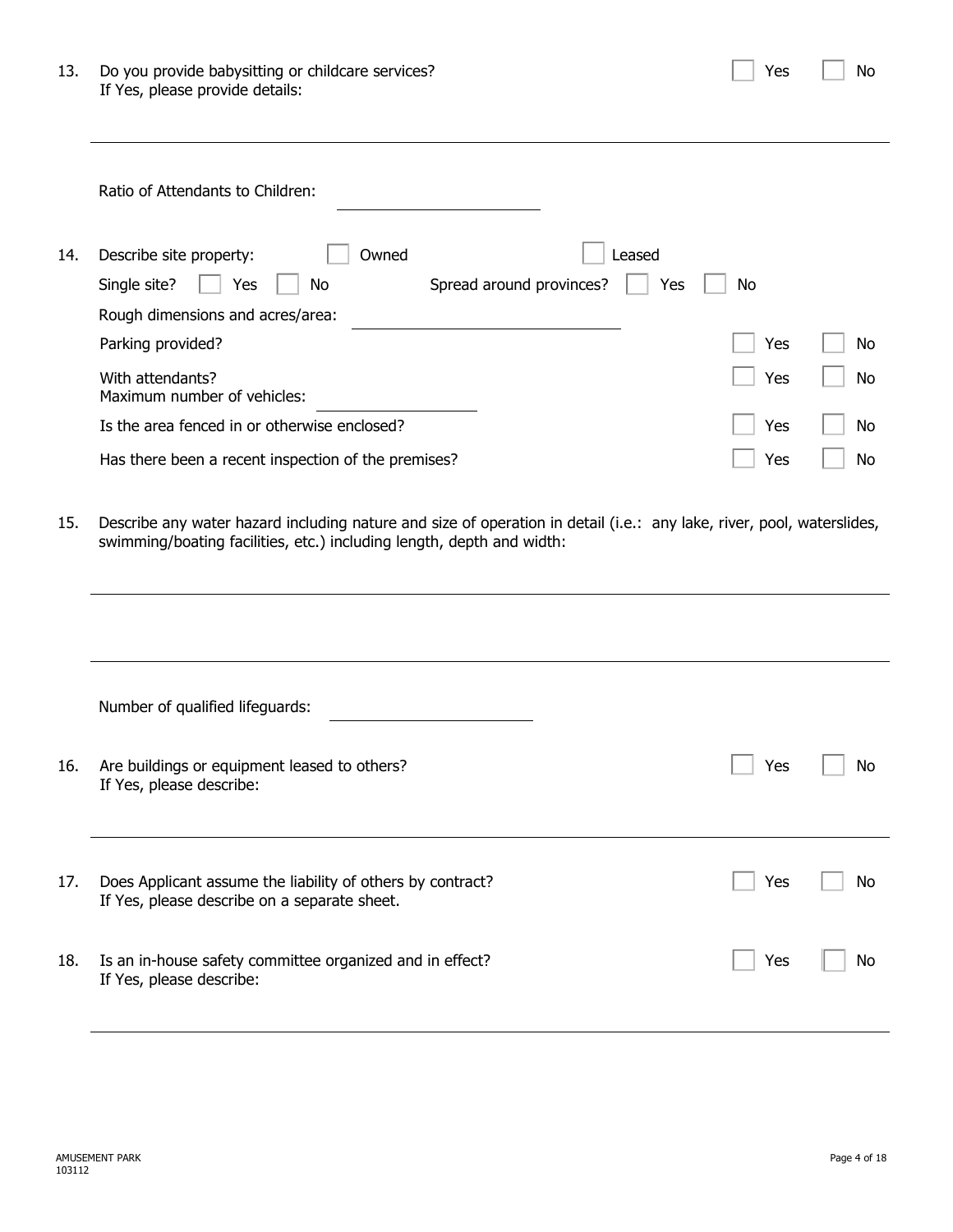13. Do you provide babysitting or childcare services? ☐ Yes ☐ No
    If Yes, please provide details:

    ______________________________________________________________________

    Ratio of Attendants to Children: ____________________

14. Describe site property: ☐ Owned ☐ Leased

    Single site? ☐ Yes ☐ No Spread around provinces? ☐ Yes ☐ No

    Rough dimensions and acres/area: ____________________

    Parking provided? ☐ Yes ☐ No

    With attendants? ☐ Yes ☐ No
    Maximum number of vehicles: ____________________

    Is the area fenced in or otherwise enclosed? ☐ Yes ☐ No

    Has there been a recent inspection of the premises? ☐ Yes ☐ No

15. Describe any water hazard including nature and size of operation in detail (i.e.: any lake, river, pool, waterslides, swimming/boating facilities, etc.) including length, depth and width:

    ______________________________________________________________________

    ______________________________________________________________________

    Number of qualified lifeguards: ____________________

16. Are buildings or equipment leased to others? ☐ Yes ☐ No
    If Yes, please describe:

    ______________________________________________________________________

17. Does Applicant assume the liability of others by contract? ☐ Yes ☐ No
    If Yes, please describe on a separate sheet.

18. Is an in-house safety committee organized and in effect? ☐ Yes ☐ No
    If Yes, please describe:

    ______________________________________________________________________

AMUSEMENT PARK
103112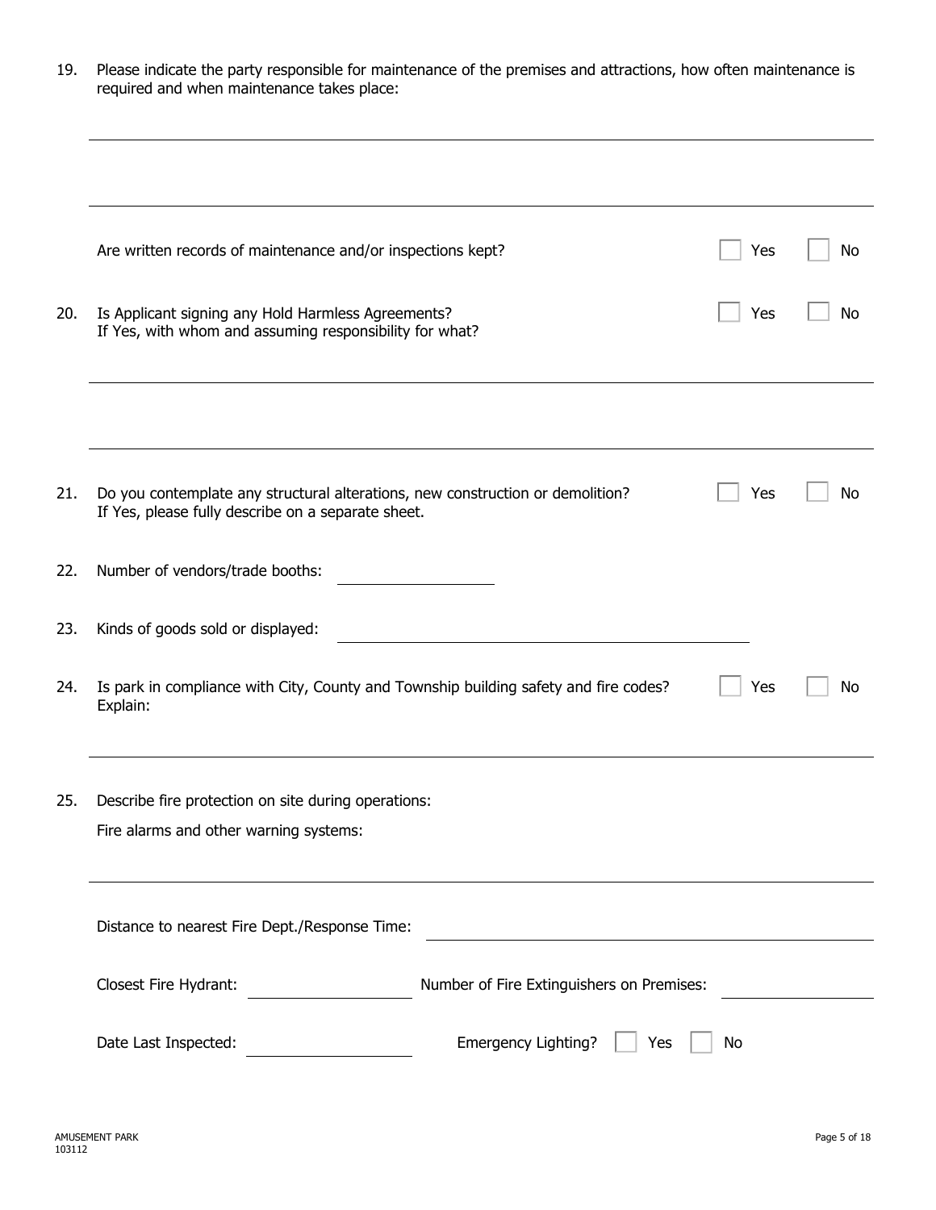19. Please indicate the party responsible for maintenance of the premises and attractions, how often maintenance is required and when maintenance takes place:

\_\_\_\_\_\_\_\_\_\_\_\_\_\_\_\_\_\_\_\_\_\_\_\_\_\_\_\_\_\_\_\_\_\_\_\_\_\_\_\_\_\_\_\_\_\_\_\_\_\_\_\_\_\_\_\_\_\_\_\_\_\_\_\_\_\_\_\_\_\_\_\_

\_\_\_\_\_\_\_\_\_\_\_\_\_\_\_\_\_\_\_\_\_\_\_\_\_\_\_\_\_\_\_\_\_\_\_\_\_\_\_\_\_\_\_\_\_\_\_\_\_\_\_\_\_\_\_\_\_\_\_\_\_\_\_\_\_\_\_\_\_\_\_\_

Are written records of maintenance and/or inspections kept? ☐ Yes ☐ No

20. Is Applicant signing any Hold Harmless Agreements? ☐ Yes ☐ No
If Yes, with whom and assuming responsibility for what?

\_\_\_\_\_\_\_\_\_\_\_\_\_\_\_\_\_\_\_\_\_\_\_\_\_\_\_\_\_\_\_\_\_\_\_\_\_\_\_\_\_\_\_\_\_\_\_\_\_\_\_\_\_\_\_\_\_\_\_\_\_\_\_\_\_\_\_\_\_\_\_\_

\_\_\_\_\_\_\_\_\_\_\_\_\_\_\_\_\_\_\_\_\_\_\_\_\_\_\_\_\_\_\_\_\_\_\_\_\_\_\_\_\_\_\_\_\_\_\_\_\_\_\_\_\_\_\_\_\_\_\_\_\_\_\_\_\_\_\_\_\_\_\_\_

21. Do you contemplate any structural alterations, new construction or demolition? ☐ Yes ☐ No
If Yes, please fully describe on a separate sheet.

22. Number of vendors/trade booths: \_\_\_\_\_\_\_\_\_\_\_\_\_\_\_\_

23. Kinds of goods sold or displayed: \_\_\_\_\_\_\_\_\_\_\_\_\_\_\_\_\_\_\_\_\_\_\_\_\_\_\_\_\_\_\_\_\_\_\_\_\_\_\_\_

24. Is park in compliance with City, County and Township building safety and fire codes? ☐ Yes ☐ No
Explain:

\_\_\_\_\_\_\_\_\_\_\_\_\_\_\_\_\_\_\_\_\_\_\_\_\_\_\_\_\_\_\_\_\_\_\_\_\_\_\_\_\_\_\_\_\_\_\_\_\_\_\_\_\_\_\_\_\_\_\_\_\_\_\_\_\_\_\_\_\_\_\_\_

25. Describe fire protection on site during operations:

Fire alarms and other warning systems:

\_\_\_\_\_\_\_\_\_\_\_\_\_\_\_\_\_\_\_\_\_\_\_\_\_\_\_\_\_\_\_\_\_\_\_\_\_\_\_\_\_\_\_\_\_\_\_\_\_\_\_\_\_\_\_\_\_\_\_\_\_\_\_\_\_\_\_\_\_\_\_\_

Distance to nearest Fire Dept./Response Time: \_\_\_\_\_\_\_\_\_\_\_\_\_\_\_\_\_\_\_\_\_\_\_\_\_\_\_\_\_\_\_\_\_\_\_\_\_\_\_\_

Closest Fire Hydrant: \_\_\_\_\_\_\_\_\_\_\_\_\_\_\_\_ Number of Fire Extinguishers on Premises: \_\_\_\_\_\_\_\_\_\_\_\_\_\_\_\_

Date Last Inspected: \_\_\_\_\_\_\_\_\_\_\_\_\_\_\_\_ Emergency Lighting? ☐ Yes ☐ No

AMUSEMENT PARK
103112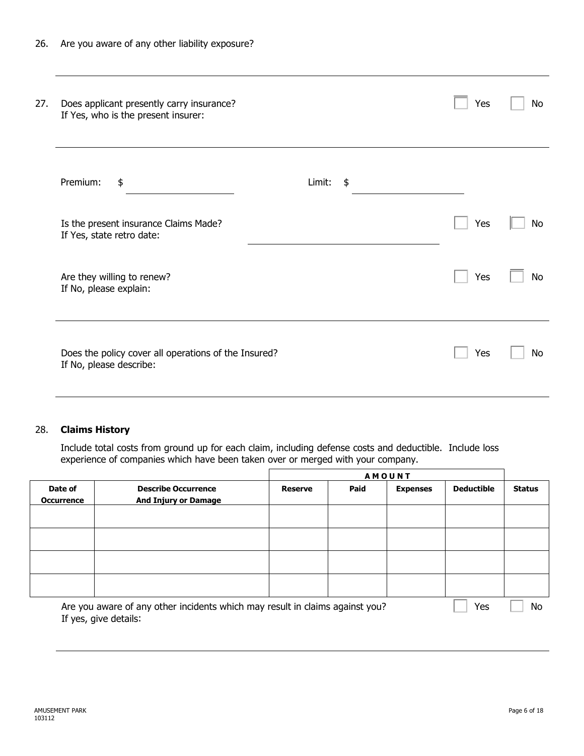26. Are you aware of any other liability exposure?

_______________________________________________

27. Does applicant presently carry insurance? ☐ Yes ☐ No
    If Yes, who is the present insurer:

    _______________________________________________

    Premium: $ ____________ Limit: $ ____________

    Is the present insurance Claims Made? ☐ Yes ☐ No
    If Yes, state retro date: ____________

    Are they willing to renew? ☐ Yes ☐ No
    If No, please explain:

    _______________________________________________

    Does the policy cover all operations of the Insured? ☐ Yes ☐ No
    If No, please describe:

    _______________________________________________

28. **Claims History**

    Include total costs from ground up for each claim, including defense costs and deductible. Include loss experience of companies which have been taken over or merged with your company.

| | | AMOUNT | | | | |
|---|---|---|---|---|---|---|
| **Date of Occurrence** | **Describe Occurrence And Injury or Damage** | **Reserve** | **Paid** | **Expenses** | **Deductible** | **Status** |
| | | | | | | |
| | | | | | | |
| | | | | | | |
| | | | | | | |

Are you aware of any other incidents which may result in claims against you? ☐ Yes ☐ No
If yes, give details:

_______________________________________________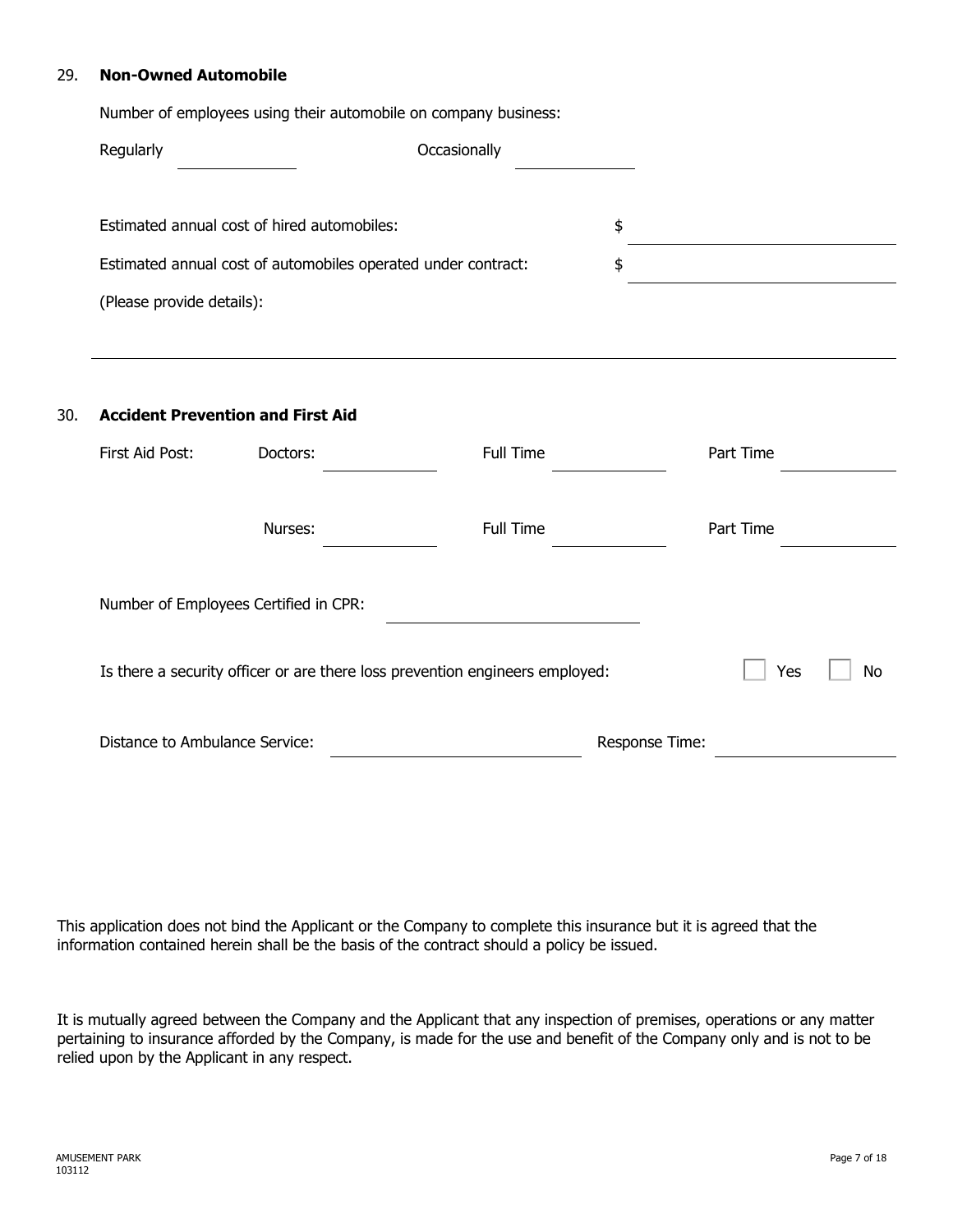29. **Non-Owned Automobile**

Number of employees using their automobile on company business:

Regularly ____________ Occasionally ____________

Estimated annual cost of hired automobiles: $ ____________

Estimated annual cost of automobiles operated under contract: $ ____________

(Please provide details):

______________________________________________________________

30. **Accident Prevention and First Aid**

First Aid Post: Doctors: ____________ Full Time ____________ Part Time ____________

Nurses: ____________ Full Time ____________ Part Time ____________

Number of Employees Certified in CPR: ____________

Is there a security officer or are there loss prevention engineers employed: ☐ Yes ☐ No

Distance to Ambulance Service: ____________ Response Time: ____________

This application does not bind the Applicant or the Company to complete this insurance but it is agreed that the information contained herein shall be the basis of the contract should a policy be issued.

It is mutually agreed between the Company and the Applicant that any inspection of premises, operations or any matter pertaining to insurance afforded by the Company, is made for the use and benefit of the Company only and is not to be relied upon by the Applicant in any respect.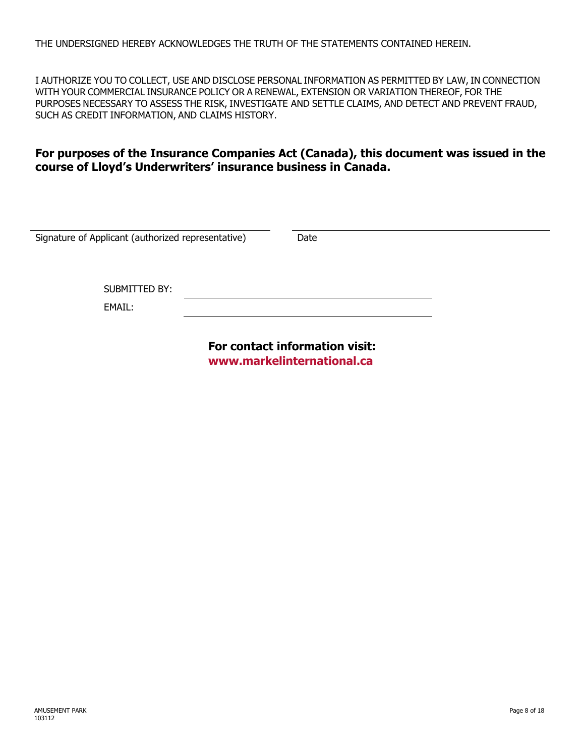THE UNDERSIGNED HEREBY ACKNOWLEDGES THE TRUTH OF THE STATEMENTS CONTAINED HEREIN.

I AUTHORIZE YOU TO COLLECT, USE AND DISCLOSE PERSONAL INFORMATION AS PERMITTED BY LAW, IN CONNECTION WITH YOUR COMMERCIAL INSURANCE POLICY OR A RENEWAL, EXTENSION OR VARIATION THEREOF, FOR THE PURPOSES NECESSARY TO ASSESS THE RISK, INVESTIGATE AND SETTLE CLAIMS, AND DETECT AND PREVENT FRAUD, SUCH AS CREDIT INFORMATION, AND CLAIMS HISTORY.

**For purposes of the Insurance Companies Act (Canada), this document was issued in the course of Lloyd's Underwriters' insurance business in Canada.**

\_\_\_\_\_\_\_\_\_\_\_\_\_\_\_\_\_\_\_\_\_\_\_\_\_\_\_\_\_\_\_\_\_\_\_\_\_\_\_\_ \_\_\_\_\_\_\_\_\_\_\_\_\_\_\_\_\_\_\_\_\_\_\_\_\_\_\_\_\_\_\_\_\_\_\_\_\_\_\_\_
Signature of Applicant (authorized representative) Date

SUBMITTED BY: \_\_\_\_\_\_\_\_\_\_\_\_\_\_\_\_\_\_\_\_\_\_\_\_\_\_\_\_\_\_\_\_\_\_\_\_\_\_\_\_

EMAIL: \_\_\_\_\_\_\_\_\_\_\_\_\_\_\_\_\_\_\_\_\_\_\_\_\_\_\_\_\_\_\_\_\_\_\_\_\_\_\_\_

**For contact information visit:**
**www.markelinternational.ca**

AMUSEMENT PARK
103112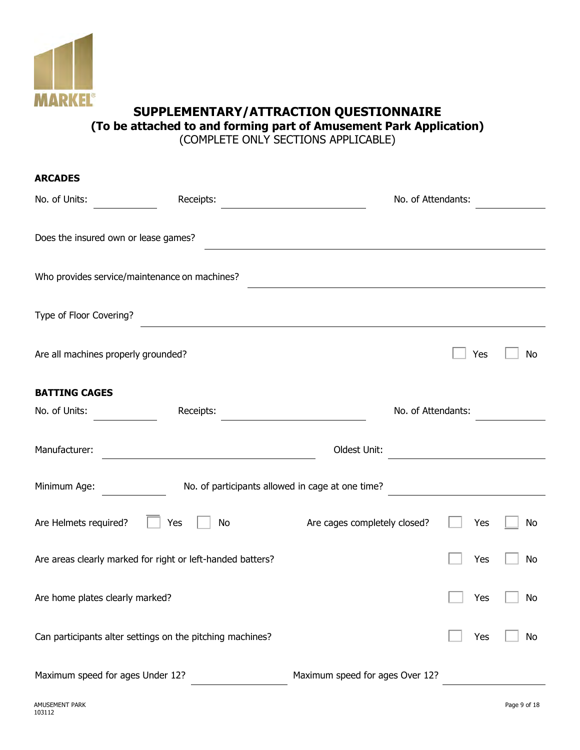MARKEL

# SUPPLEMENTARY/ATTRACTION QUESTIONNAIRE
## (To be attached to and forming part of Amusement Park Application)
(COMPLETE ONLY SECTIONS APPLICABLE)

**ARCADES**

No. of Units: ____________ Receipts: ____________________________ No. of Attendants: ____________

Does the insured own or lease games? ______________________________________________

Who provides service/maintenance on machines? ______________________________________

Type of Floor Covering? _________________________________________________________

Are all machines properly grounded? ☐ Yes ☐ No

**BATTING CAGES**

No. of Units: ____________ Receipts: ____________________________ No. of Attendants: ____________

Manufacturer: ____________________________________ Oldest Unit: ____________________________

Minimum Age: ____________ No. of participants allowed in cage at one time? ____________________

Are Helmets required? ☐ Yes ☐ No Are cages completely closed? ☐ Yes ☐ No

Are areas clearly marked for right or left-handed batters? ☐ Yes ☐ No

Are home plates clearly marked? ☐ Yes ☐ No

Can participants alter settings on the pitching machines? ☐ Yes ☐ No

Maximum speed for ages Under 12? ________________ Maximum speed for ages Over 12? ________________

AMUSEMENT PARK
103112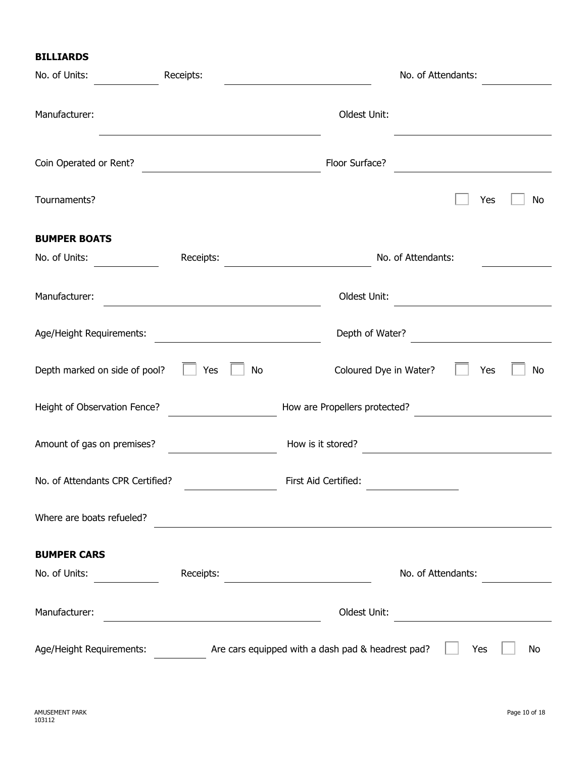**BILLIARDS**

No. of Units: ________ Receipts: ____________________ No. of Attendants: ________

Manufacturer: ______________________________ Oldest Unit: ____________________

Coin Operated or Rent? ____________________ Floor Surface? ____________________

Tournaments? ☐ Yes ☐ No

**BUMPER BOATS**

No. of Units: ________ Receipts: ____________________ No. of Attendants: ________

Manufacturer: ______________________________ Oldest Unit: ____________________

Age/Height Requirements: ____________________ Depth of Water? ____________________

Depth marked on side of pool? ☐ Yes ☐ No Coloured Dye in Water? ☐ Yes ☐ No

Height of Observation Fence? ______________ How are Propellers protected? ______________

Amount of gas on premises? ______________ How is it stored? ____________________

No. of Attendants CPR Certified? ______________ First Aid Certified: ______________

Where are boats refueled? ________________________________________

**BUMPER CARS**

No. of Units: ________ Receipts: ____________________ No. of Attendants: ________

Manufacturer: ______________________________ Oldest Unit: ____________________

Age/Height Requirements: ________ Are cars equipped with a dash pad & headrest pad? ☐ Yes ☐ No

AMUSEMENT PARK
103112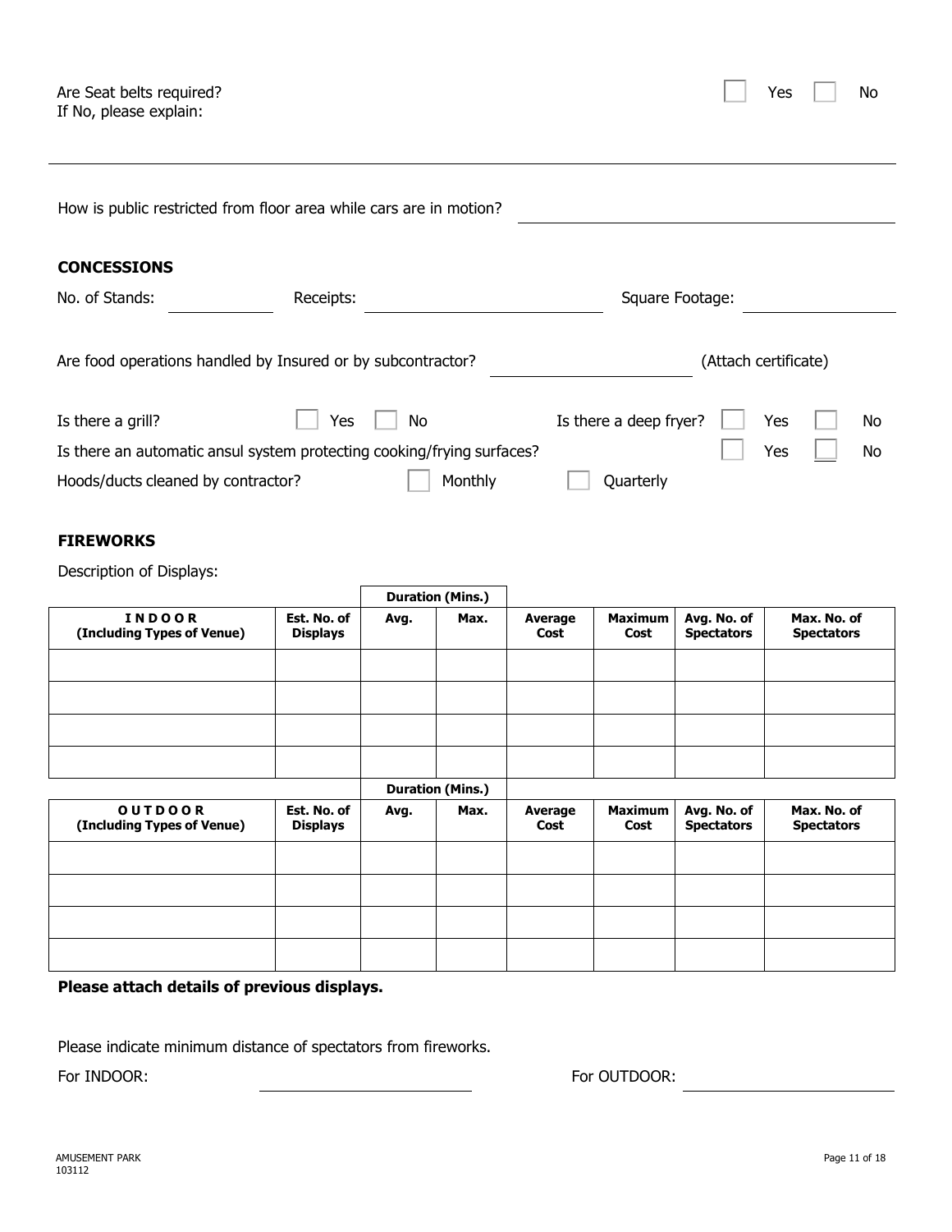Are Seat belts required? ☐ Yes ☐ No

If No, please explain:

---

How is public restricted from floor area while cars are in motion? ____________________

## CONCESSIONS

No. of Stands: __________ Receipts: __________ Square Footage: __________

Are food operations handled by Insured or by subcontractor? __________ (Attach certificate)

Is there a grill? ☐ Yes ☐ No Is there a deep fryer? ☐ Yes ☐ No

Is there an automatic ansul system protecting cooking/frying surfaces? ☐ Yes ☐ No

Hoods/ducts cleaned by contractor? ☐ Monthly ☐ Quarterly

## FIREWORKS

Description of Displays:

| | | Duration (Mins.) | | | | | |
|---|---|---|---|---|---|---|---|
| **INDOOR (Including Types of Venue)** | **Est. No. of Displays** | **Avg.** | **Max.** | **Average Cost** | **Maximum Cost** | **Avg. No. of Spectators** | **Max. No. of Spectators** |
| | | | | | | | |
| | | | | | | | |
| | | | | | | | |
| | | | | | | | |

| | | Duration (Mins.) | | | | | |
|---|---|---|---|---|---|---|---|
| **OUTDOOR (Including Types of Venue)** | **Est. No. of Displays** | **Avg.** | **Max.** | **Average Cost** | **Maximum Cost** | **Avg. No. of Spectators** | **Max. No. of Spectators** |
| | | | | | | | |
| | | | | | | | |
| | | | | | | | |
| | | | | | | | |

**Please attach details of previous displays.**

Please indicate minimum distance of spectators from fireworks.

For INDOOR: __________ For OUTDOOR: __________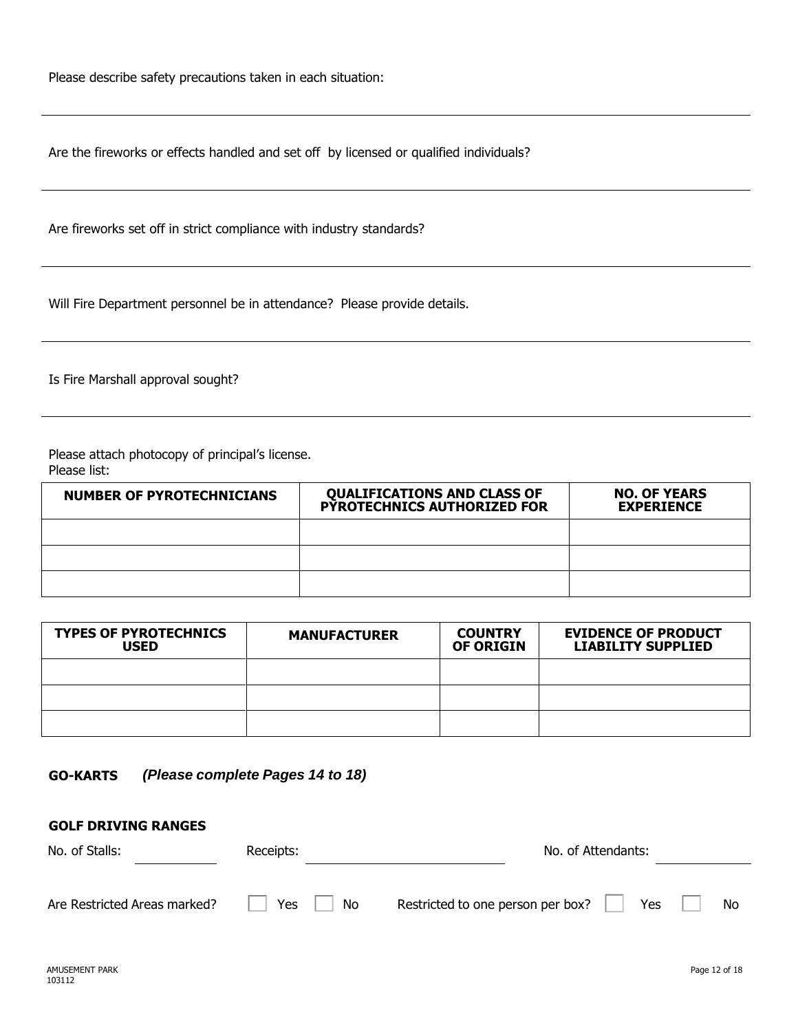Please describe safety precautions taken in each situation:

---

Are the fireworks or effects handled and set off by licensed or qualified individuals?

---

Are fireworks set off in strict compliance with industry standards?

---

Will Fire Department personnel be in attendance? Please provide details.

---

Is Fire Marshall approval sought?

---

Please attach photocopy of principal's license.
Please list:

| NUMBER OF PYROTECHNICIANS | QUALIFICATIONS AND CLASS OF PYROTECHNICS AUTHORIZED FOR | NO. OF YEARS EXPERIENCE |
|---|---|---|
| | | |
| | | |
| | | |

| TYPES OF PYROTECHNICS USED | MANUFACTURER | COUNTRY OF ORIGIN | EVIDENCE OF PRODUCT LIABILITY SUPPLIED |
|---|---|---|---|
| | | | |
| | | | |
| | | | |

**GO-KARTS** ***(Please complete Pages 14 to 18)***

**GOLF DRIVING RANGES**

No. of Stalls: ______ Receipts: ______ No. of Attendants: ______

Are Restricted Areas marked? ☐ Yes ☐ No Restricted to one person per box? ☐ Yes ☐ No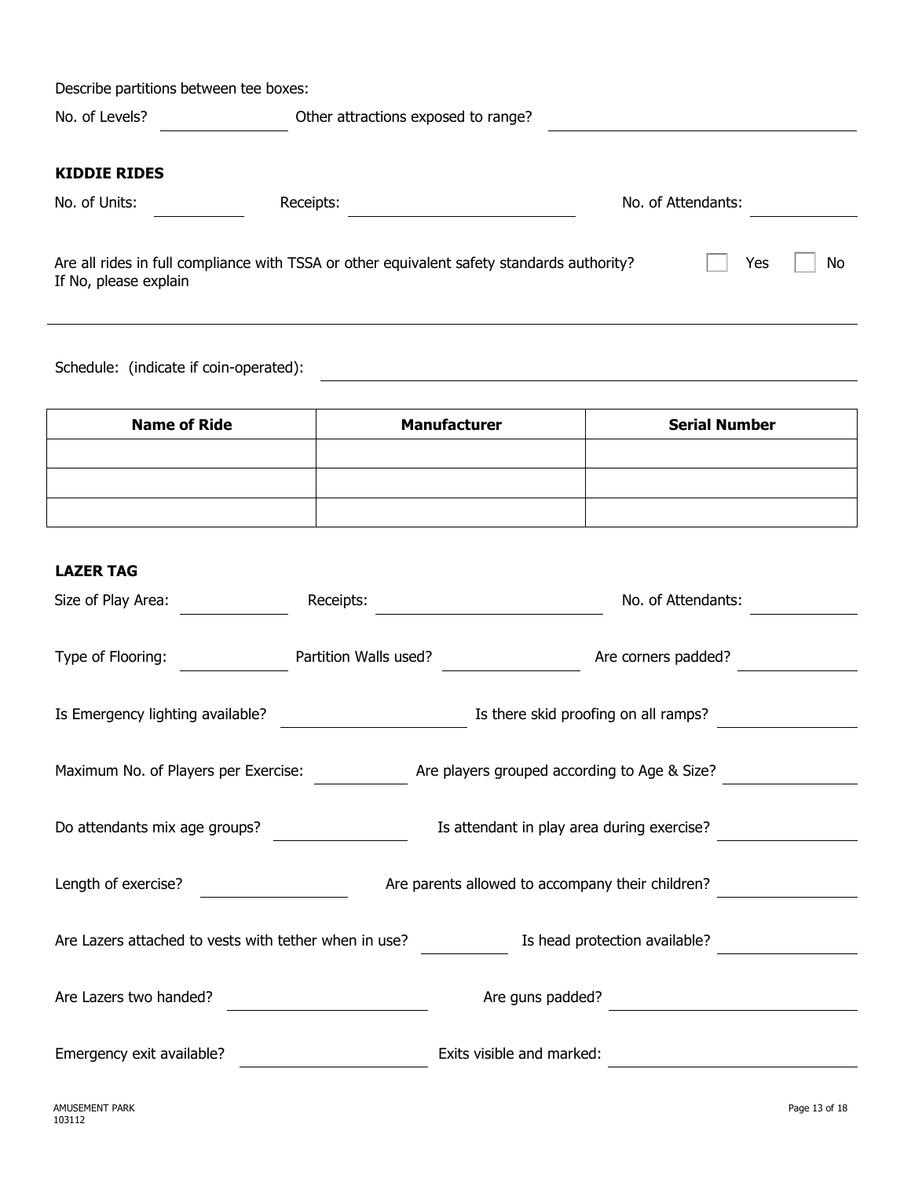Describe partitions between tee boxes:

No. of Levels? ____________ Other attractions exposed to range? ____________________________

**KIDDIE RIDES**

No. of Units: ________ Receipts: ____________________ No. of Attendants: ________

Are all rides in full compliance with TSSA or other equivalent safety standards authority? ☐ Yes ☐ No
If No, please explain

___

Schedule: (indicate if coin-operated): ____________________________________________

| Name of Ride | Manufacturer | Serial Number |
|---|---|---|
| | | |
| | | |
| | | |

**LAZER TAG**

Size of Play Area: __________ Receipts: ____________________ No. of Attendants: ________

Type of Flooring: __________ Partition Walls used? ____________ Are corners padded? __________

Is Emergency lighting available? ________________ Is there skid proofing on all ramps? __________

Maximum No. of Players per Exercise: ________ Are players grouped according to Age & Size? __________

Do attendants mix age groups? ____________ Is attendant in play area during exercise? __________

Length of exercise? ____________ Are parents allowed to accompany their children? __________

Are Lazers attached to vests with tether when in use? ________ Is head protection available? __________

Are Lazers two handed? ________________ Are guns padded? ______________________

Emergency exit available? ________________ Exits visible and marked: ______________________

AMUSEMENT PARK
103112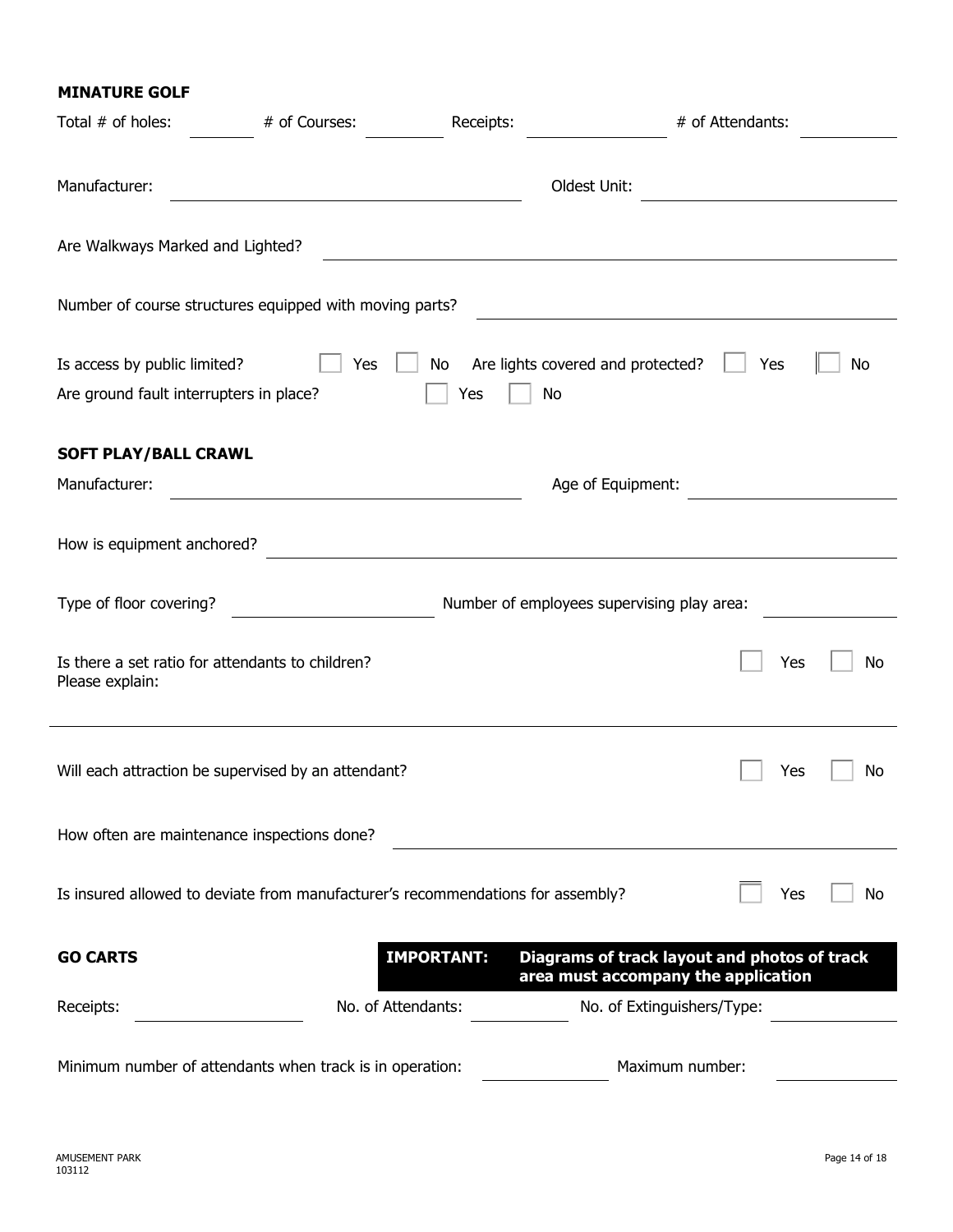**MINATURE GOLF**

Total # of holes: ________ # of Courses: ________ Receipts: ________________ # of Attendants: ________

Manufacturer: ________________________________ Oldest Unit: ________________________

Are Walkways Marked and Lighted? ________________________________________________

Number of course structures equipped with moving parts? ________________________________

Is access by public limited? ☐ Yes ☐ No Are lights covered and protected? ☐ Yes ☐ No

Are ground fault interrupters in place? ☐ Yes ☐ No

**SOFT PLAY/BALL CRAWL**

Manufacturer: ________________________________ Age of Equipment: ________________________

How is equipment anchored? ________________________________________________

Type of floor covering? ____________________ Number of employees supervising play area: ____________

Is there a set ratio for attendants to children? ☐ Yes ☐ No

Please explain:

______________________________________________________________________________

Will each attraction be supervised by an attendant? ☐ Yes ☐ No

How often are maintenance inspections done? ________________________________________

Is insured allowed to deviate from manufacturer's recommendations for assembly? ☐ Yes ☐ No

**GO CARTS** **IMPORTANT: Diagrams of track layout and photos of track area must accompany the application**

Receipts: ________________ No. of Attendants: __________ No. of Extinguishers/Type: ____________

Minimum number of attendants when track is in operation: ____________ Maximum number: ____________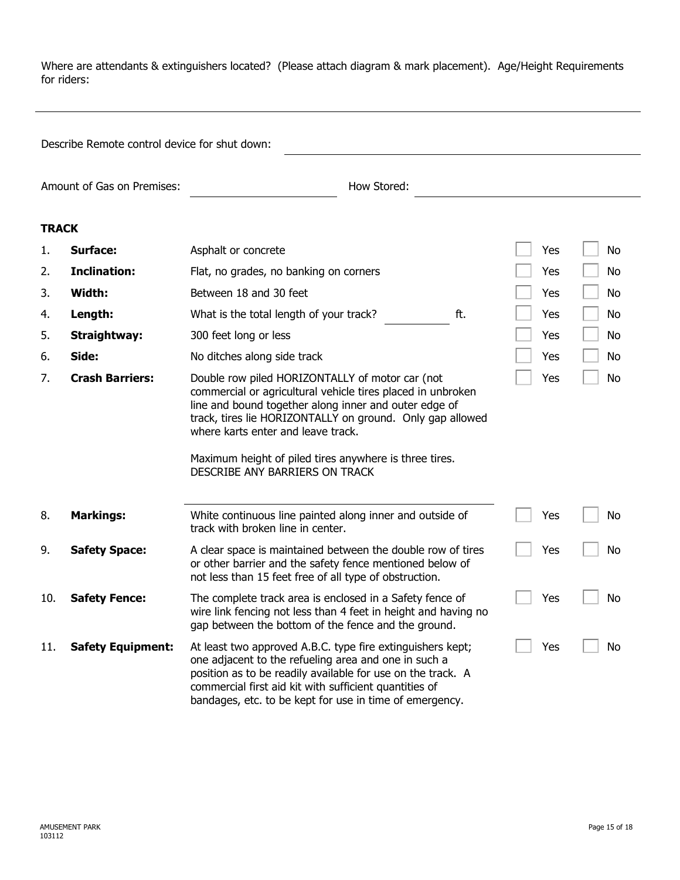Where are attendants & extinguishers located? (Please attach diagram & mark placement). Age/Height Requirements for riders:

---

Describe Remote control device for shut down: ______________________________

Amount of Gas on Premises: ______________ How Stored: ______________________

### TRACK

| # | Item | Description | Yes | No |
|---|---|---|---|---|
| 1. | **Surface:** | Asphalt or concrete | ☐ Yes | ☐ No |
| 2. | **Inclination:** | Flat, no grades, no banking on corners | ☐ Yes | ☐ No |
| 3. | **Width:** | Between 18 and 30 feet | ☐ Yes | ☐ No |
| 4. | **Length:** | What is the total length of your track? __________ ft. | ☐ Yes | ☐ No |
| 5. | **Straightway:** | 300 feet long or less | ☐ Yes | ☐ No |
| 6. | **Side:** | No ditches along side track | ☐ Yes | ☐ No |
| 7. | **Crash Barriers:** | Double row piled HORIZONTALLY of motor car (not commercial or agricultural vehicle tires placed in unbroken line and bound together along inner and outer edge of track, tires lie HORIZONTALLY on ground. Only gap allowed where karts enter and leave track.<br><br>Maximum height of piled tires anywhere is three tires. DESCRIBE ANY BARRIERS ON TRACK<br><br>______________________________ | ☐ Yes | ☐ No |
| 8. | **Markings:** | White continuous line painted along inner and outside of track with broken line in center. | ☐ Yes | ☐ No |
| 9. | **Safety Space:** | A clear space is maintained between the double row of tires or other barrier and the safety fence mentioned below of not less than 15 feet free of all type of obstruction. | ☐ Yes | ☐ No |
| 10. | **Safety Fence:** | The complete track area is enclosed in a Safety fence of wire link fencing not less than 4 feet in height and having no gap between the bottom of the fence and the ground. | ☐ Yes | ☐ No |
| 11. | **Safety Equipment:** | At least two approved A.B.C. type fire extinguishers kept; one adjacent to the refueling area and one in such a position as to be readily available for use on the track. A commercial first aid kit with sufficient quantities of bandages, etc. to be kept for use in time of emergency. | ☐ Yes | ☐ No |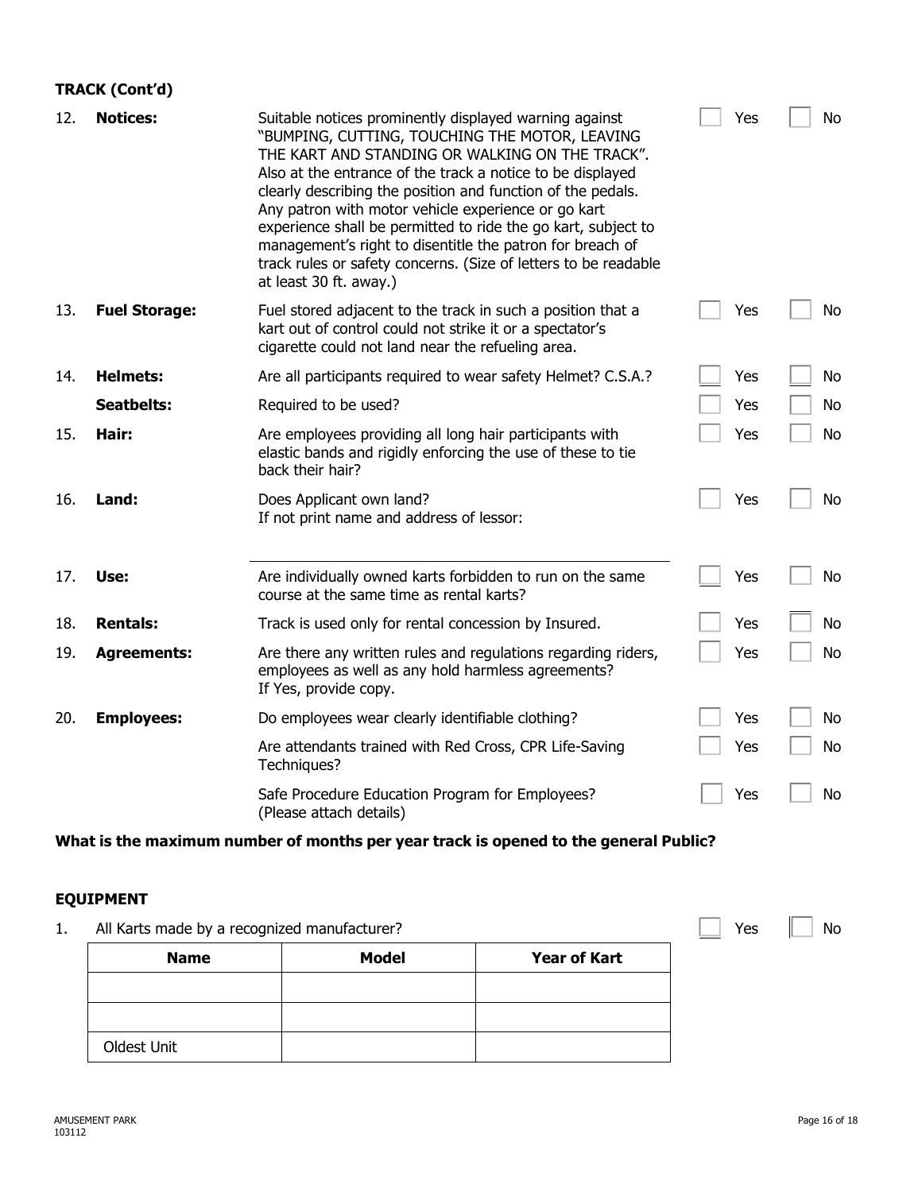**TRACK (Cont'd)**

| No. | Item | Question | Yes | No |
|---|---|---|---|---|
| 12. | **Notices:** | Suitable notices prominently displayed warning against "BUMPING, CUTTING, TOUCHING THE MOTOR, LEAVING THE KART AND STANDING OR WALKING ON THE TRACK". Also at the entrance of the track a notice to be displayed clearly describing the position and function of the pedals. Any patron with motor vehicle experience or go kart experience shall be permitted to ride the go kart, subject to management's right to disentitle the patron for breach of track rules or safety concerns. (Size of letters to be readable at least 30 ft. away.) | ☐ Yes | ☐ No |
| 13. | **Fuel Storage:** | Fuel stored adjacent to the track in such a position that a kart out of control could not strike it or a spectator's cigarette could not land near the refueling area. | ☐ Yes | ☐ No |
| 14. | **Helmets:** | Are all participants required to wear safety Helmet? C.S.A.? | ☐ Yes | ☐ No |
| | **Seatbelts:** | Required to be used? | ☐ Yes | ☐ No |
| 15. | **Hair:** | Are employees providing all long hair participants with elastic bands and rigidly enforcing the use of these to tie back their hair? | ☐ Yes | ☐ No |
| 16. | **Land:** | Does Applicant own land? If not print name and address of lessor: ________________ | ☐ Yes | ☐ No |
| 17. | **Use:** | Are individually owned karts forbidden to run on the same course at the same time as rental karts? | ☐ Yes | ☐ No |
| 18. | **Rentals:** | Track is used only for rental concession by Insured. | ☐ Yes | ☐ No |
| 19. | **Agreements:** | Are there any written rules and regulations regarding riders, employees as well as any hold harmless agreements? If Yes, provide copy. | ☐ Yes | ☐ No |
| 20. | **Employees:** | Do employees wear clearly identifiable clothing? | ☐ Yes | ☐ No |
| | | Are attendants trained with Red Cross, CPR Life-Saving Techniques? | ☐ Yes | ☐ No |
| | | Safe Procedure Education Program for Employees? (Please attach details) | ☐ Yes | ☐ No |

**What is the maximum number of months per year track is opened to the general Public?**

**EQUIPMENT**

1. All Karts made by a recognized manufacturer? ☐ Yes ☐ No

| Name | Model | Year of Kart |
|---|---|---|
| | | |
| | | |
| Oldest Unit | | |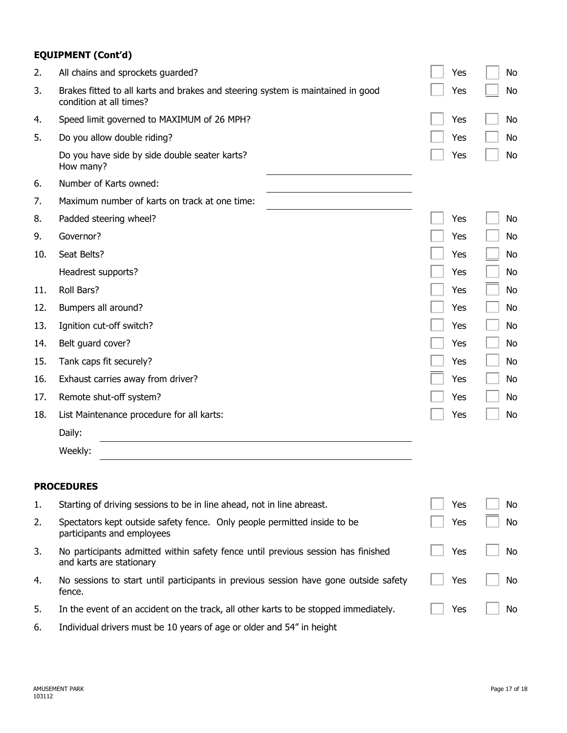**EQUIPMENT (Cont'd)**

| | | | |
|---|---|---|---|
| 2. | All chains and sprockets guarded? | ☐ Yes | ☐ No |
| 3. | Brakes fitted to all karts and brakes and steering system is maintained in good condition at all times? | ☐ Yes | ☐ No |
| 4. | Speed limit governed to MAXIMUM of 26 MPH? | ☐ Yes | ☐ No |
| 5. | Do you allow double riding? | ☐ Yes | ☐ No |
| | Do you have side by side double seater karts? How many? ______________________ | ☐ Yes | ☐ No |
| 6. | Number of Karts owned: ______________________ | | |
| 7. | Maximum number of karts on track at one time: ______________________ | | |
| 8. | Padded steering wheel? | ☐ Yes | ☐ No |
| 9. | Governor? | ☐ Yes | ☐ No |
| 10. | Seat Belts? | ☐ Yes | ☐ No |
| | Headrest supports? | ☐ Yes | ☐ No |
| 11. | Roll Bars? | ☐ Yes | ☐ No |
| 12. | Bumpers all around? | ☐ Yes | ☐ No |
| 13. | Ignition cut-off switch? | ☐ Yes | ☐ No |
| 14. | Belt guard cover? | ☐ Yes | ☐ No |
| 15. | Tank caps fit securely? | ☐ Yes | ☐ No |
| 16. | Exhaust carries away from driver? | ☐ Yes | ☐ No |
| 17. | Remote shut-off system? | ☐ Yes | ☐ No |
| 18. | List Maintenance procedure for all karts: | ☐ Yes | ☐ No |
| | Daily: ______________________ | | |
| | Weekly: ______________________ | | |

**PROCEDURES**

| | | | |
|---|---|---|---|
| 1. | Starting of driving sessions to be in line ahead, not in line abreast. | ☐ Yes | ☐ No |
| 2. | Spectators kept outside safety fence. Only people permitted inside to be participants and employees | ☐ Yes | ☐ No |
| 3. | No participants admitted within safety fence until previous session has finished and karts are stationary | ☐ Yes | ☐ No |
| 4. | No sessions to start until participants in previous session have gone outside safety fence. | ☐ Yes | ☐ No |
| 5. | In the event of an accident on the track, all other karts to be stopped immediately. | ☐ Yes | ☐ No |
| 6. | Individual drivers must be 10 years of age or older and 54" in height | | |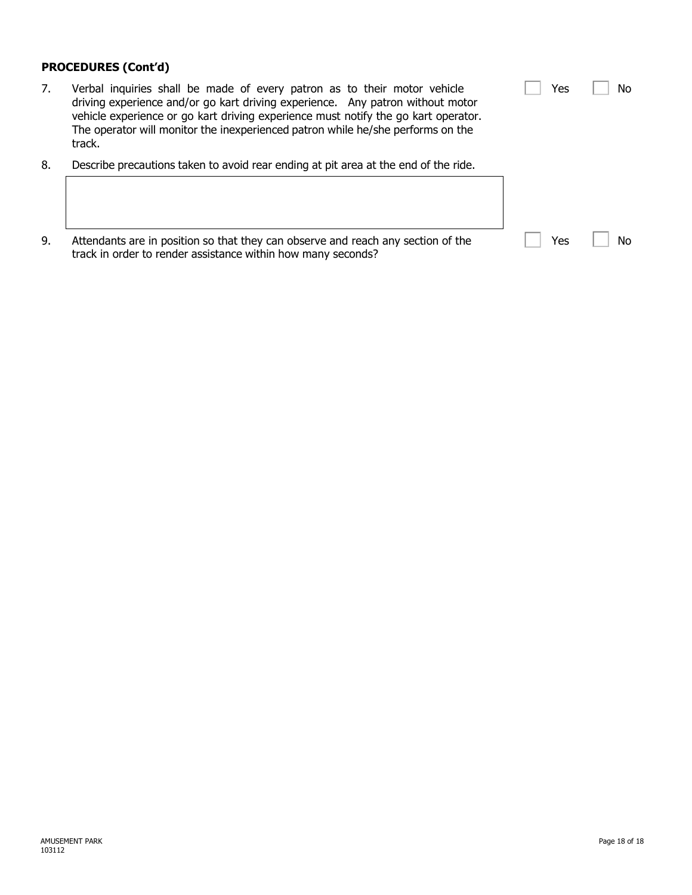**PROCEDURES (Cont'd)**

7. Verbal inquiries shall be made of every patron as to their motor vehicle driving experience and/or go kart driving experience. Any patron without motor vehicle experience or go kart driving experience must notify the go kart operator. The operator will monitor the inexperienced patron while he/she performs on the track. ☐ Yes ☐ No

8. Describe precautions taken to avoid rear ending at pit area at the end of the ride.

9. Attendants are in position so that they can observe and reach any section of the track in order to render assistance within how many seconds? ☐ Yes ☐ No